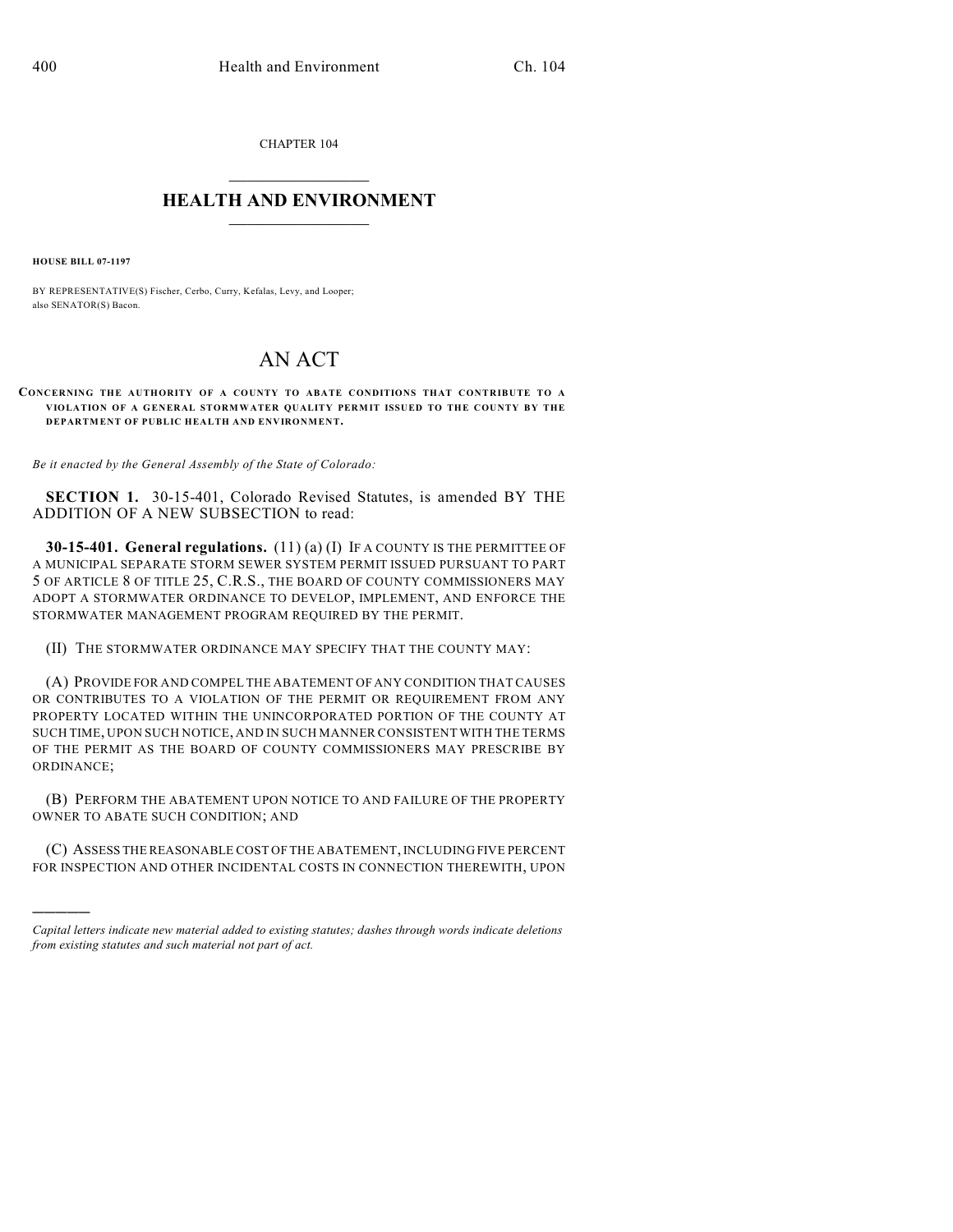CHAPTER 104

# HEALTH AND ENVIRONMENT

**HOUSE BILL 07-1197**

BY REPRESENTATIVE(S) Fischer, Cerbo, Curry, Kefalas, Levy, and Looper;
also SENATOR(S) Bacon.

# AN ACT

**CONCERNING THE AUTHORITY OF A COUNTY TO ABATE CONDITIONS THAT CONTRIBUTE TO A VIOLATION OF A GENERAL STORMWATER QUALITY PERMIT ISSUED TO THE COUNTY BY THE DEPARTMENT OF PUBLIC HEALTH AND ENVIRONMENT.**

*Be it enacted by the General Assembly of the State of Colorado:*

**SECTION 1.** 30-15-401, Colorado Revised Statutes, is amended BY THE ADDITION OF A NEW SUBSECTION to read:

**30-15-401. General regulations.** (11) (a) (I) IF A COUNTY IS THE PERMITTEE OF A MUNICIPAL SEPARATE STORM SEWER SYSTEM PERMIT ISSUED PURSUANT TO PART 5 OF ARTICLE 8 OF TITLE 25, C.R.S., THE BOARD OF COUNTY COMMISSIONERS MAY ADOPT A STORMWATER ORDINANCE TO DEVELOP, IMPLEMENT, AND ENFORCE THE STORMWATER MANAGEMENT PROGRAM REQUIRED BY THE PERMIT.

(II) THE STORMWATER ORDINANCE MAY SPECIFY THAT THE COUNTY MAY:

(A) PROVIDE FOR AND COMPEL THE ABATEMENT OF ANY CONDITION THAT CAUSES OR CONTRIBUTES TO A VIOLATION OF THE PERMIT OR REQUIREMENT FROM ANY PROPERTY LOCATED WITHIN THE UNINCORPORATED PORTION OF THE COUNTY AT SUCH TIME, UPON SUCH NOTICE, AND IN SUCH MANNER CONSISTENT WITH THE TERMS OF THE PERMIT AS THE BOARD OF COUNTY COMMISSIONERS MAY PRESCRIBE BY ORDINANCE;

(B) PERFORM THE ABATEMENT UPON NOTICE TO AND FAILURE OF THE PROPERTY OWNER TO ABATE SUCH CONDITION; AND

(C) ASSESS THE REASONABLE COST OF THE ABATEMENT, INCLUDING FIVE PERCENT FOR INSPECTION AND OTHER INCIDENTAL COSTS IN CONNECTION THEREWITH, UPON

---

*Capital letters indicate new material added to existing statutes; dashes through words indicate deletions from existing statutes and such material not part of act.*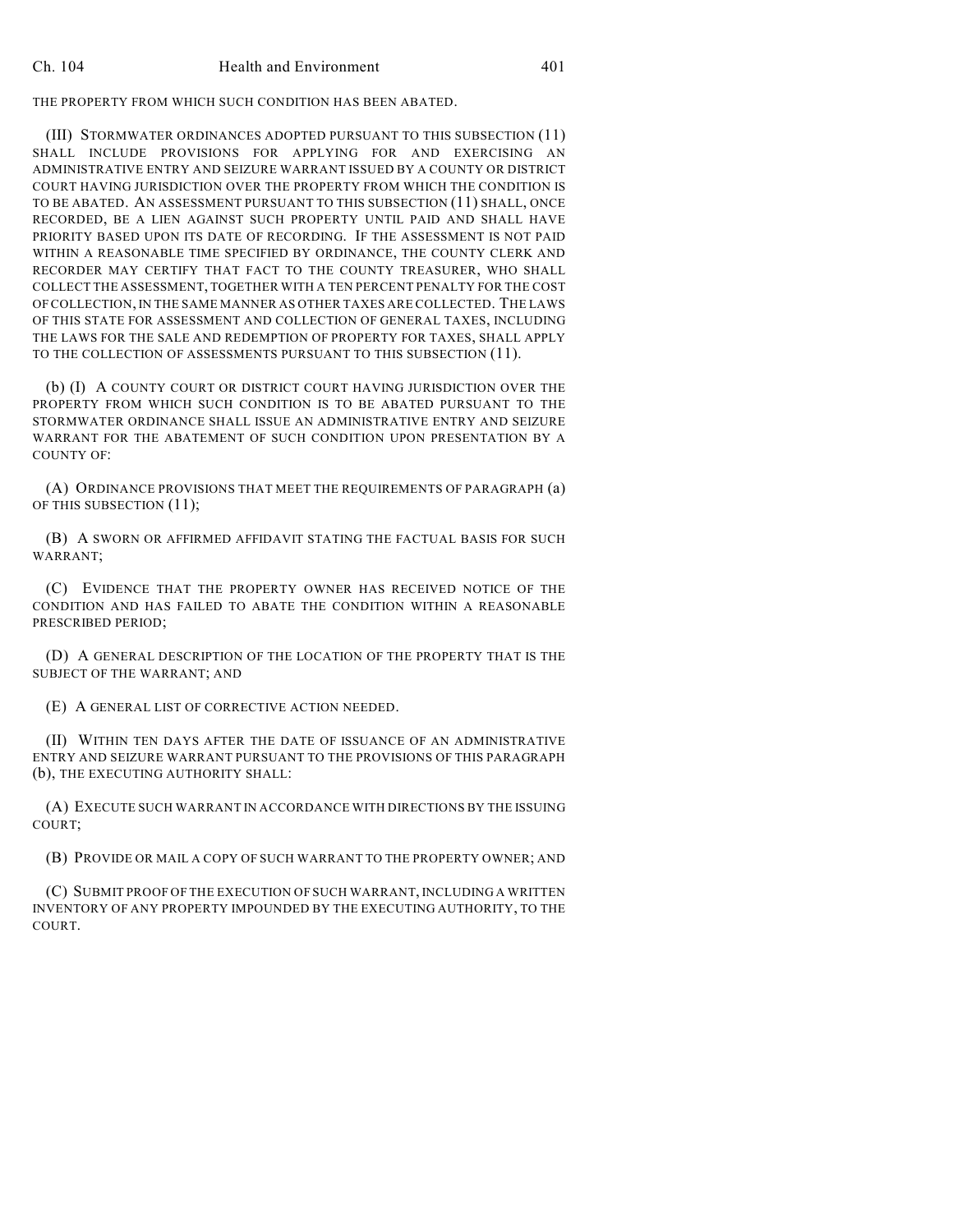THE PROPERTY FROM WHICH SUCH CONDITION HAS BEEN ABATED.

(III) STORMWATER ORDINANCES ADOPTED PURSUANT TO THIS SUBSECTION (11) SHALL INCLUDE PROVISIONS FOR APPLYING FOR AND EXERCISING AN ADMINISTRATIVE ENTRY AND SEIZURE WARRANT ISSUED BY A COUNTY OR DISTRICT COURT HAVING JURISDICTION OVER THE PROPERTY FROM WHICH THE CONDITION IS TO BE ABATED. AN ASSESSMENT PURSUANT TO THIS SUBSECTION (11) SHALL, ONCE RECORDED, BE A LIEN AGAINST SUCH PROPERTY UNTIL PAID AND SHALL HAVE PRIORITY BASED UPON ITS DATE OF RECORDING. IF THE ASSESSMENT IS NOT PAID WITHIN A REASONABLE TIME SPECIFIED BY ORDINANCE, THE COUNTY CLERK AND RECORDER MAY CERTIFY THAT FACT TO THE COUNTY TREASURER, WHO SHALL COLLECT THE ASSESSMENT, TOGETHER WITH A TEN PERCENT PENALTY FOR THE COST OF COLLECTION, IN THE SAME MANNER AS OTHER TAXES ARE COLLECTED. THE LAWS OF THIS STATE FOR ASSESSMENT AND COLLECTION OF GENERAL TAXES, INCLUDING THE LAWS FOR THE SALE AND REDEMPTION OF PROPERTY FOR TAXES, SHALL APPLY TO THE COLLECTION OF ASSESSMENTS PURSUANT TO THIS SUBSECTION (11).

(b) (I) A COUNTY COURT OR DISTRICT COURT HAVING JURISDICTION OVER THE PROPERTY FROM WHICH SUCH CONDITION IS TO BE ABATED PURSUANT TO THE STORMWATER ORDINANCE SHALL ISSUE AN ADMINISTRATIVE ENTRY AND SEIZURE WARRANT FOR THE ABATEMENT OF SUCH CONDITION UPON PRESENTATION BY A COUNTY OF:

(A) ORDINANCE PROVISIONS THAT MEET THE REQUIREMENTS OF PARAGRAPH (a) OF THIS SUBSECTION (11);

(B) A SWORN OR AFFIRMED AFFIDAVIT STATING THE FACTUAL BASIS FOR SUCH WARRANT;

(C) EVIDENCE THAT THE PROPERTY OWNER HAS RECEIVED NOTICE OF THE CONDITION AND HAS FAILED TO ABATE THE CONDITION WITHIN A REASONABLE PRESCRIBED PERIOD;

(D) A GENERAL DESCRIPTION OF THE LOCATION OF THE PROPERTY THAT IS THE SUBJECT OF THE WARRANT; AND

(E) A GENERAL LIST OF CORRECTIVE ACTION NEEDED.

(II) WITHIN TEN DAYS AFTER THE DATE OF ISSUANCE OF AN ADMINISTRATIVE ENTRY AND SEIZURE WARRANT PURSUANT TO THE PROVISIONS OF THIS PARAGRAPH (b), THE EXECUTING AUTHORITY SHALL:

(A) EXECUTE SUCH WARRANT IN ACCORDANCE WITH DIRECTIONS BY THE ISSUING COURT;

(B) PROVIDE OR MAIL A COPY OF SUCH WARRANT TO THE PROPERTY OWNER; AND

(C) SUBMIT PROOF OF THE EXECUTION OF SUCH WARRANT, INCLUDING A WRITTEN INVENTORY OF ANY PROPERTY IMPOUNDED BY THE EXECUTING AUTHORITY, TO THE COURT.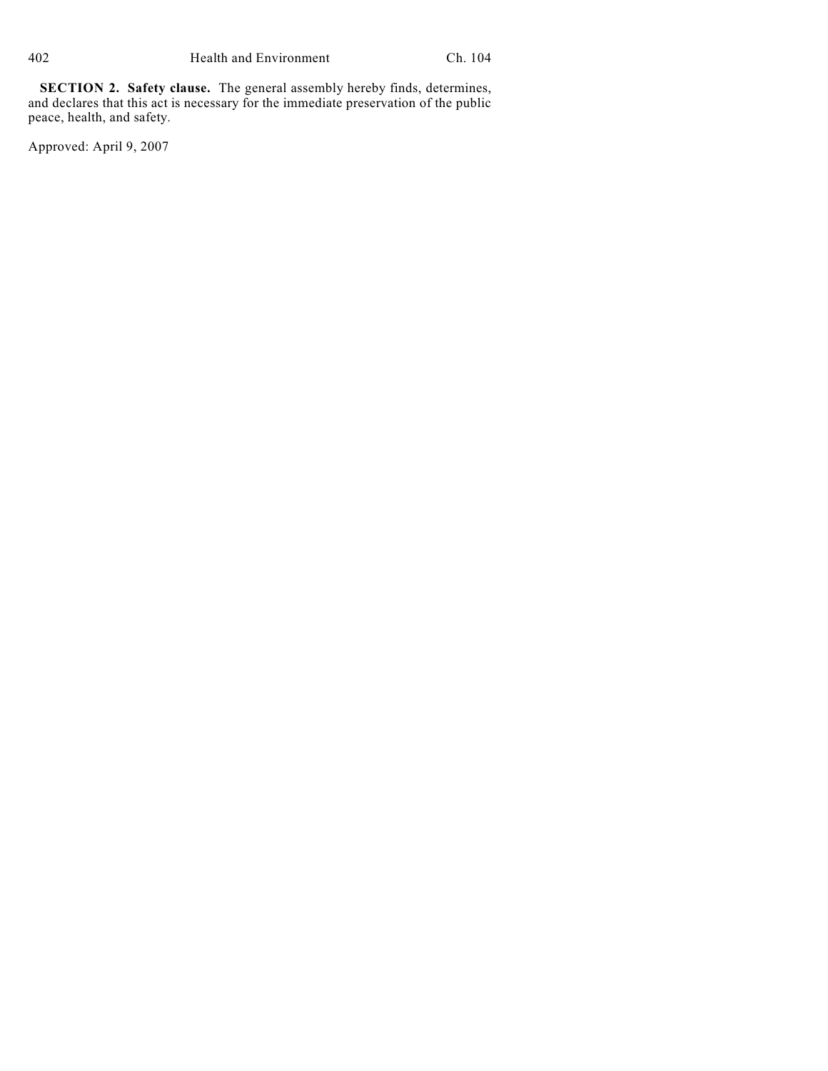**SECTION 2. Safety clause.** The general assembly hereby finds, determines, and declares that this act is necessary for the immediate preservation of the public peace, health, and safety.

Approved: April 9, 2007